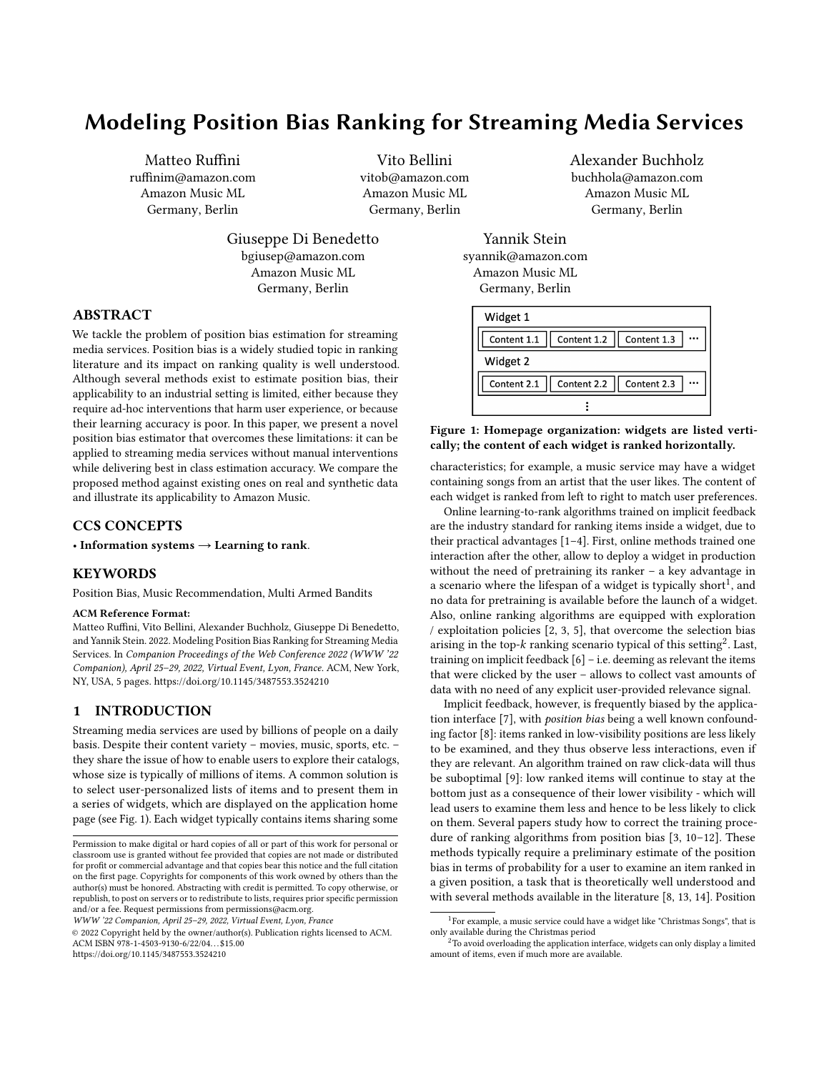# Modeling Position Bias Ranking for Streaming Media Services

Matteo Ruffini
ruffinim@amazon.com
Amazon Music ML
Germany, Berlin

Vito Bellini
vitob@amazon.com
Amazon Music ML
Germany, Berlin

Alexander Buchholz
buchhola@amazon.com
Amazon Music ML
Germany, Berlin

Giuseppe Di Benedetto
bgiusep@amazon.com
Amazon Music ML
Germany, Berlin

Yannik Stein
syannik@amazon.com
Amazon Music ML
Germany, Berlin

## ABSTRACT

We tackle the problem of position bias estimation for streaming media services. Position bias is a widely studied topic in ranking literature and its impact on ranking quality is well understood. Although several methods exist to estimate position bias, their applicability to an industrial setting is limited, either because they require ad-hoc interventions that harm user experience, or because their learning accuracy is poor. In this paper, we present a novel position bias estimator that overcomes these limitations: it can be applied to streaming media services without manual interventions while delivering best in class estimation accuracy. We compare the proposed method against existing ones on real and synthetic data and illustrate its applicability to Amazon Music.

## CCS CONCEPTS

• **Information systems → Learning to rank**.

## KEYWORDS

Position Bias, Music Recommendation, Multi Armed Bandits

**ACM Reference Format:**
Matteo Ruffini, Vito Bellini, Alexander Buchholz, Giuseppe Di Benedetto, and Yannik Stein. 2022. Modeling Position Bias Ranking for Streaming Media Services. In *Companion Proceedings of the Web Conference 2022 (WWW '22 Companion), April 25–29, 2022, Virtual Event, Lyon, France*. ACM, New York, NY, USA, 5 pages. https://doi.org/10.1145/3487553.3524210

## 1 INTRODUCTION

Streaming media services are used by billions of people on a daily basis. Despite their content variety – movies, music, sports, etc. – they share the issue of how to enable users to explore their catalogs, whose size is typically of millions of items. A common solution is to select user-personalized lists of items and to present them in a series of widgets, which are displayed on the application home page (see Fig. 1). Each widget typically contains items sharing some characteristics; for example, a music service may have a widget containing songs from an artist that the user likes. The content of each widget is ranked from left to right to match user preferences.

| Widget 1 | | | |
|---|---|---|---|
| Content 1.1 | Content 1.2 | Content 1.3 | ... |
| **Widget 2** | | | |
| Content 2.1 | Content 2.2 | Content 2.3 | ... |
| ⋮ | | | |

**Figure 1: Homepage organization: widgets are listed vertically; the content of each widget is ranked horizontally.**

Online learning-to-rank algorithms trained on implicit feedback are the industry standard for ranking items inside a widget, due to their practical advantages [1–4]. First, online methods trained one interaction after the other, allow to deploy a widget in production without the need of pretraining its ranker – a key advantage in a scenario where the lifespan of a widget is typically short[1], and no data for pretraining is available before the launch of a widget. Also, online ranking algorithms are equipped with exploration / exploitation policies [2, 3, 5], that overcome the selection bias arising in the top-$k$ ranking scenario typical of this setting[2]. Last, training on implicit feedback [6] – i.e. deeming as relevant the items that were clicked by the user – allows to collect vast amounts of data with no need of any explicit user-provided relevance signal.

Implicit feedback, however, is frequently biased by the application interface [7], with *position bias* being a well known confounding factor [8]: items ranked in low-visibility positions are less likely to be examined, and they thus observe less interactions, even if they are relevant. An algorithm trained on raw click-data will thus be suboptimal [9]: low ranked items will continue to stay at the bottom just as a consequence of their lower visibility - which will lead users to examine them less and hence to be less likely to click on them. Several papers study how to correct the training procedure of ranking algorithms from position bias [3, 10–12]. These methods typically require a preliminary estimate of the position bias in terms of probability for a user to examine an item ranked in a given position, a task that is theoretically well understood and with several methods available in the literature [8, 13, 14]. Position

[1]For example, a music service could have a widget like "Christmas Songs", that is only available during the Christmas period

[2]To avoid overloading the application interface, widgets can only display a limited amount of items, even if much more are available.

Permission to make digital or hard copies of all or part of this work for personal or classroom use is granted without fee provided that copies are not made or distributed for profit or commercial advantage and that copies bear this notice and the full citation on the first page. Copyrights for components of this work owned by others than the author(s) must be honored. Abstracting with credit is permitted. To copy otherwise, or republish, to post on servers or to redistribute to lists, requires prior specific permission and/or a fee. Request permissions from permissions@acm.org.
*WWW '22 Companion, April 25–29, 2022, Virtual Event, Lyon, France*
© 2022 Copyright held by the owner/author(s). Publication rights licensed to ACM.
ACM ISBN 978-1-4503-9130-6/22/04…$15.00
https://doi.org/10.1145/3487553.3524210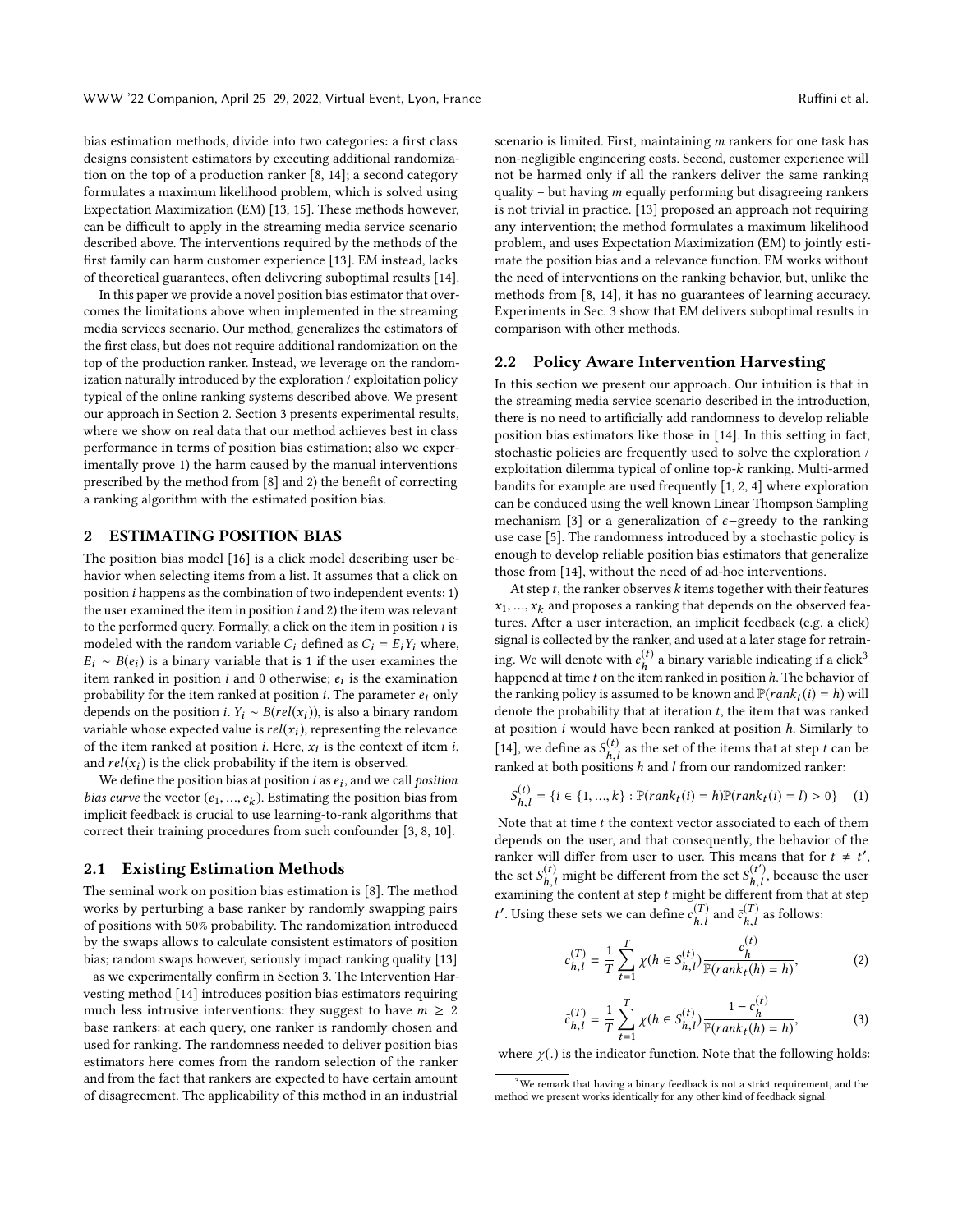bias estimation methods, divide into two categories: a first class designs consistent estimators by executing additional randomization on the top of a production ranker [8, 14]; a second category formulates a maximum likelihood problem, which is solved using Expectation Maximization (EM) [13, 15]. These methods however, can be difficult to apply in the streaming media service scenario described above. The interventions required by the methods of the first family can harm customer experience [13]. EM instead, lacks of theoretical guarantees, often delivering suboptimal results [14].

In this paper we provide a novel position bias estimator that overcomes the limitations above when implemented in the streaming media services scenario. Our method, generalizes the estimators of the first class, but does not require additional randomization on the top of the production ranker. Instead, we leverage on the randomization naturally introduced by the exploration / exploitation policy typical of the online ranking systems described above. We present our approach in Section 2. Section 3 presents experimental results, where we show on real data that our method achieves best in class performance in terms of position bias estimation; also we experimentally prove 1) the harm caused by the manual interventions prescribed by the method from [8] and 2) the benefit of correcting a ranking algorithm with the estimated position bias.

## 2 ESTIMATING POSITION BIAS

The position bias model [16] is a click model describing user behavior when selecting items from a list. It assumes that a click on position $i$ happens as the combination of two independent events: 1) the user examined the item in position $i$ and 2) the item was relevant to the performed query. Formally, a click on the item in position $i$ is modeled with the random variable $C_i$ defined as $C_i = E_i Y_i$ where, $E_i \sim B(e_i)$ is a binary variable that is 1 if the user examines the item ranked in position $i$ and 0 otherwise; $e_i$ is the examination probability for the item ranked at position $i$. The parameter $e_i$ only depends on the position $i$. $Y_i \sim B(rel(x_i))$, is also a binary random variable whose expected value is $rel(x_i)$, representing the relevance of the item ranked at position $i$. Here, $x_i$ is the context of item $i$, and $rel(x_i)$ is the click probability if the item is observed.

We define the position bias at position $i$ as $e_i$, and we call *position bias curve* the vector $(e_1, ..., e_k)$. Estimating the position bias from implicit feedback is crucial to use learning-to-rank algorithms that correct their training procedures from such confounder [3, 8, 10].

### 2.1 Existing Estimation Methods

The seminal work on position bias estimation is [8]. The method works by perturbing a base ranker by randomly swapping pairs of positions with 50% probability. The randomization introduced by the swaps allows to calculate consistent estimators of position bias; random swaps however, seriously impact ranking quality [13] – as we experimentally confirm in Section 3. The Intervention Harvesting method [14] introduces position bias estimators requiring much less intrusive interventions: they suggest to have $m \geq 2$ base rankers: at each query, one ranker is randomly chosen and used for ranking. The randomness needed to deliver position bias estimators here comes from the random selection of the ranker and from the fact that rankers are expected to have certain amount of disagreement. The applicability of this method in an industrial scenario is limited. First, maintaining $m$ rankers for one task has non-negligible engineering costs. Second, customer experience will not be harmed only if all the rankers deliver the same ranking quality – but having $m$ equally performing but disagreeing rankers is not trivial in practice. [13] proposed an approach not requiring any intervention; the method formulates a maximum likelihood problem, and uses Expectation Maximization (EM) to jointly estimate the position bias and a relevance function. EM works without the need of interventions on the ranking behavior, but, unlike the methods from [8, 14], it has no guarantees of learning accuracy. Experiments in Sec. 3 show that EM delivers suboptimal results in comparison with other methods.

### 2.2 Policy Aware Intervention Harvesting

In this section we present our approach. Our intuition is that in the streaming media service scenario described in the introduction, there is no need to artificially add randomness to develop reliable position bias estimators like those in [14]. In this setting in fact, stochastic policies are frequently used to solve the exploration / exploitation dilemma typical of online top-$k$ ranking. Multi-armed bandits for example are used frequently [1, 2, 4] where exploration can be conduced using the well known Linear Thompson Sampling mechanism [3] or a generalization of $\epsilon$−greedy to the ranking use case [5]. The randomness introduced by a stochastic policy is enough to develop reliable position bias estimators that generalize those from [14], without the need of ad-hoc interventions.

At step $t$, the ranker observes $k$ items together with their features $x_1, ..., x_k$ and proposes a ranking that depends on the observed features. After a user interaction, an implicit feedback (e.g. a click) signal is collected by the ranker, and used at a later stage for retraining. We will denote with $c_h^{(t)}$ a binary variable indicating if a click[3] happened at time $t$ on the item ranked in position $h$. The behavior of the ranking policy is assumed to be known and $\mathbb{P}(rank_t(i) = h)$ will denote the probability that at iteration $t$, the item that was ranked at position $i$ would have been ranked at position $h$. Similarly to [14], we define as $S_{h,l}^{(t)}$ as the set of the items that at step $t$ can be ranked at both positions $h$ and $l$ from our randomized ranker:

$$S_{h,l}^{(t)} = \{i \in \{1, ..., k\} : \mathbb{P}(rank_t(i) = h)\mathbb{P}(rank_t(i) = l) > 0\} \quad (1)$$

Note that at time $t$ the context vector associated to each of them depends on the user, and that consequently, the behavior of the ranker will differ from user to user. This means that for $t \neq t'$, the set $S_{h,l}^{(t)}$ might be different from the set $S_{h,l}^{(t')}$, because the user examining the content at step $t$ might be different from that at step $t'$. Using these sets we can define $c_{h,l}^{(T)}$ and $\bar{c}_{h,l}^{(T)}$ as follows:

$$c_{h,l}^{(T)} = \frac{1}{T} \sum_{t=1}^{T} \chi(h \in S_{h,l}^{(t)}) \frac{c_h^{(t)}}{\mathbb{P}(rank_t(h) = h)}, \quad (2)$$

$$\bar{c}_{h,l}^{(T)} = \frac{1}{T} \sum_{t=1}^{T} \chi(h \in S_{h,l}^{(t)}) \frac{1 - c_h^{(t)}}{\mathbb{P}(rank_t(h) = h)}, \quad (3)$$

where $\chi(.)$ is the indicator function. Note that the following holds:

[3] We remark that having a binary feedback is not a strict requirement, and the method we present works identically for any other kind of feedback signal.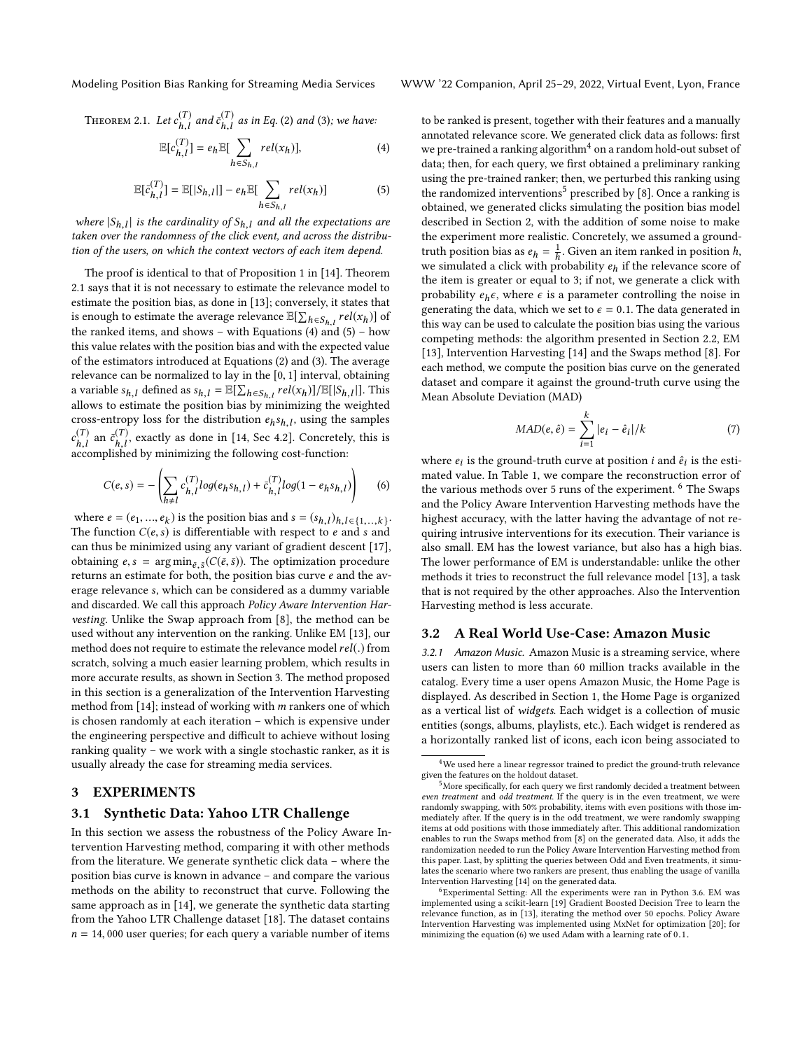**Theorem 2.1.** *Let $c_{h,l}^{(T)}$ and $\bar{c}_{h,l}^{(T)}$ as in Eq. (2) and (3); we have:*

$$\mathbb{E}[c_{h,l}^{(T)}] = e_h \mathbb{E}[\sum_{h \in S_{h,l}} rel(x_h)], \tag{4}$$

$$\mathbb{E}[\bar{c}_{h,l}^{(T)}] = \mathbb{E}[|S_{h,l}|] - e_h \mathbb{E}[\sum_{h \in S_{h,l}} rel(x_h)] \tag{5}$$

*where $|S_{h,l}|$ is the cardinality of $S_{h,l}$ and all the expectations are taken over the randomness of the click event, and across the distribution of the users, on which the context vectors of each item depend.*

The proof is identical to that of Proposition 1 in [14]. Theorem 2.1 says that it is not necessary to estimate the relevance model to estimate the position bias, as done in [13]; conversely, it states that is enough to estimate the average relevance $\mathbb{E}[\sum_{h \in S_{h,l}} rel(x_h)]$ of the ranked items, and shows – with Equations (4) and (5) – how this value relates with the position bias and with the expected value of the estimators introduced at Equations (2) and (3). The average relevance can be normalized to lay in the $[0, 1]$ interval, obtaining a variable $s_{h,l}$ defined as $s_{h,l} = \mathbb{E}[\sum_{h \in S_{h,l}} rel(x_h)]/\mathbb{E}[|S_{h,l}|]$. This allows to estimate the position bias by minimizing the weighted cross-entropy loss for the distribution $e_h s_{h,l}$, using the samples $c_{h,l}^{(T)}$ an $\bar{c}_{h,l}^{(T)}$, exactly as done in [14, Sec 4.2]. Concretely, this is accomplished by minimizing the following cost-function:

$$C(e, s) = -\left(\sum_{h \neq l} c_{h,l}^{(T)} log(e_h s_{h,l}) + \bar{c}_{h,l}^{(T)} log(1 - e_h s_{h,l})\right) \tag{6}$$

where $e = (e_1, ..., e_k)$ is the position bias and $s = (s_{h,l})_{h,l \in \{1,..,k\}}$. The function $C(e, s)$ is differentiable with respect to $e$ and $s$ and can thus be minimized using any variant of gradient descent [17], obtaining $e, s = \arg\min_{\bar{e}, \bar{s}}(C(\bar{e}, \bar{s}))$. The optimization procedure returns an estimate for both, the position bias curve $e$ and the average relevance $s$, which can be considered as a dummy variable and discarded. We call this approach *Policy Aware Intervention Harvesting*. Unlike the Swap approach from [8], the method can be used without any intervention on the ranking. Unlike EM [13], our method does not require to estimate the relevance model $rel(.)$ from scratch, solving a much easier learning problem, which results in more accurate results, as shown in Section 3. The method proposed in this section is a generalization of the Intervention Harvesting method from [14]; instead of working with $m$ rankers one of which is chosen randomly at each iteration – which is expensive under the engineering perspective and difficult to achieve without losing ranking quality – we work with a single stochastic ranker, as it is usually already the case for streaming media services.

## 3 EXPERIMENTS

### 3.1 Synthetic Data: Yahoo LTR Challenge

In this section we assess the robustness of the Policy Aware Intervention Harvesting method, comparing it with other methods from the literature. We generate synthetic click data – where the position bias curve is known in advance – and compare the various methods on the ability to reconstruct that curve. Following the same approach as in [14], we generate the synthetic data starting from the Yahoo LTR Challenge dataset [18]. The dataset contains $n = 14,000$ user queries; for each query a variable number of items to be ranked is present, together with their features and a manually annotated relevance score. We generated click data as follows: first we pre-trained a ranking algorithm[4] on a random hold-out subset of data; then, for each query, we first obtained a preliminary ranking using the pre-trained ranker; then, we perturbed this ranking using the randomized interventions[5] prescribed by [8]. Once a ranking is obtained, we generated clicks simulating the position bias model described in Section 2, with the addition of some noise to make the experiment more realistic. Concretely, we assumed a ground-truth position bias as $e_h = \frac{1}{h}$. Given an item ranked in position $h$, we simulated a click with probability $e_h$ if the relevance score of the item is greater or equal to 3; if not, we generate a click with probability $e_h \epsilon$, where $\epsilon$ is a parameter controlling the noise in generating the data, which we set to $\epsilon = 0.1$. The data generated in this way can be used to calculate the position bias using the various competing methods: the algorithm presented in Section 2.2, EM [13], Intervention Harvesting [14] and the Swaps method [8]. For each method, we compute the position bias curve on the generated dataset and compare it against the ground-truth curve using the Mean Absolute Deviation (MAD)

$$MAD(e, \hat{e}) = \sum_{i=1}^{k} |e_i - \hat{e}_i|/k \tag{7}$$

where $e_i$ is the ground-truth curve at position $i$ and $\hat{e}_i$ is the estimated value. In Table 1, we compare the reconstruction error of the various methods over 5 runs of the experiment. [6] The Swaps and the Policy Aware Intervention Harvesting methods have the highest accuracy, with the latter having the advantage of not requiring intrusive interventions for its execution. Their variance is also small. EM has the lowest variance, but also has a high bias. The lower performance of EM is understandable: unlike the other methods it tries to reconstruct the full relevance model [13], a task that is not required by the other approaches. Also the Intervention Harvesting method is less accurate.

### 3.2 A Real World Use-Case: Amazon Music

*3.2.1 Amazon Music.* Amazon Music is a streaming service, where users can listen to more than 60 million tracks available in the catalog. Every time a user opens Amazon Music, the Home Page is displayed. As described in Section 1, the Home Page is organized as a vertical list of *widgets*. Each widget is a collection of music entities (songs, albums, playlists, etc.). Each widget is rendered as a horizontally ranked list of icons, each icon being associated to

---

[4] We used here a linear regressor trained to predict the ground-truth relevance given the features on the holdout dataset.

[5] More specifically, for each query we first randomly decided a treatment between *even treatment* and *odd treatment*. If the query is in the even treatment, we were randomly swapping, with 50% probability, items with even positions with those immediately after. If the query is in the odd treatment, we were randomly swapping items at odd positions with those immediately after. This additional randomization enables to run the Swaps method from [8] on the generated data. Also, it adds the randomization needed to run the Policy Aware Intervention Harvesting method from this paper. Last, by splitting the queries between Odd and Even treatments, it simulates the scenario where two rankers are present, thus enabling the usage of vanilla Intervention Harvesting [14] on the generated data.

[6] Experimental Setting: All the experiments were ran in Python 3.6. EM was implemented using a scikit-learn [19] Gradient Boosted Decision Tree to learn the relevance function, as in [13], iterating the method over 50 epochs. Policy Aware Intervention Harvesting was implemented using MxNet for optimization [20]; for minimizing the equation (6) we used Adam with a learning rate of 0.1.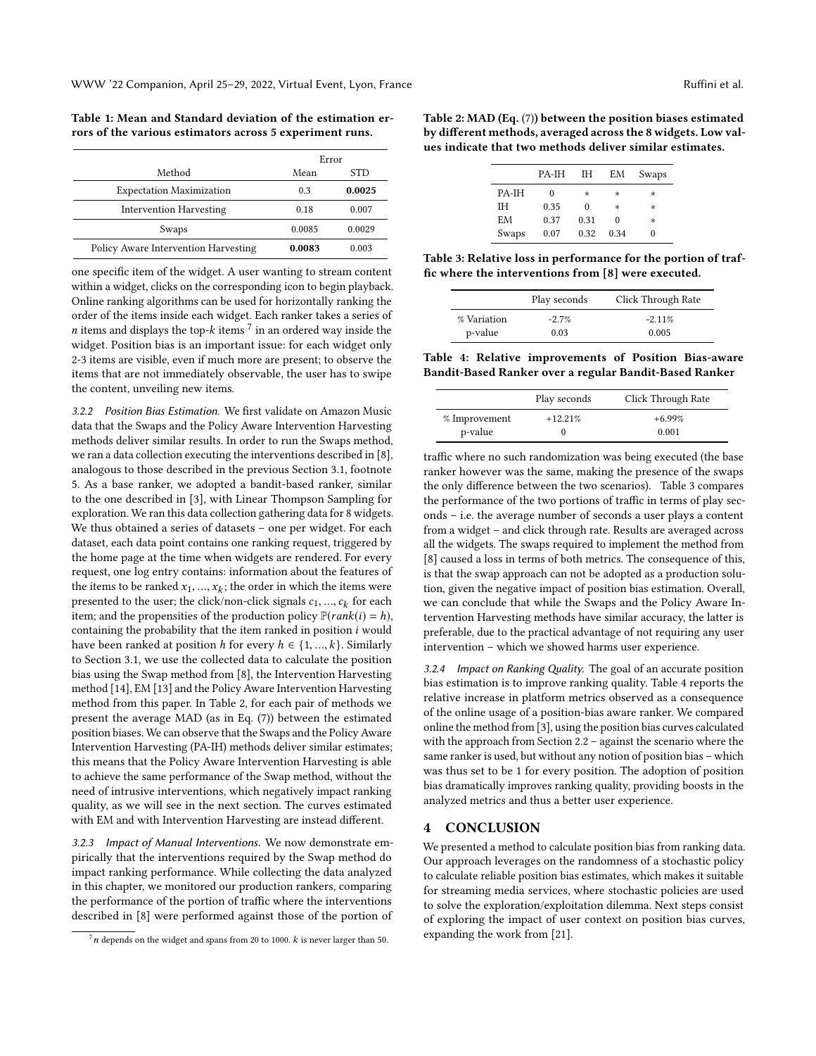**Table 1: Mean and Standard deviation of the estimation errors of the various estimators across 5 experiment runs.**

| Method | Error | |
|---|---|---|
| | Mean | STD |
| Expectation Maximization | 0.3 | **0.0025** |
| Intervention Harvesting | 0.18 | 0.007 |
| Swaps | 0.0085 | 0.0029 |
| Policy Aware Intervention Harvesting | **0.0083** | 0.003 |

one specific item of the widget. A user wanting to stream content within a widget, clicks on the corresponding icon to begin playback. Online ranking algorithms can be used for horizontally ranking the order of the items inside each widget. Each ranker takes a series of $n$ items and displays the top-$k$ items [7] in an ordered way inside the widget. Position bias is an important issue: for each widget only 2-3 items are visible, even if much more are present; to observe the items that are not immediately observable, the user has to swipe the content, unveiling new items.

*3.2.2 Position Bias Estimation.* We first validate on Amazon Music data that the Swaps and the Policy Aware Intervention Harvesting methods deliver similar results. In order to run the Swaps method, we ran a data collection executing the interventions described in [8], analogous to those described in the previous Section 3.1, footnote 5. As a base ranker, we adopted a bandit-based ranker, similar to the one described in [3], with Linear Thompson Sampling for exploration. We ran this data collection gathering data for 8 widgets. We thus obtained a series of datasets – one per widget. For each dataset, each data point contains one ranking request, triggered by the home page at the time when widgets are rendered. For every request, one log entry contains: information about the features of the items to be ranked $x_1, ..., x_k$; the order in which the items were presented to the user; the click/non-click signals $c_1, ..., c_k$ for each item; and the propensities of the production policy $\mathbb{P}(rank(i) = h)$, containing the probability that the item ranked in position $i$ would have been ranked at position $h$ for every $h \in \{1, ..., k\}$. Similarly to Section 3.1, we use the collected data to calculate the position bias using the Swap method from [8], the Intervention Harvesting method [14], EM [13] and the Policy Aware Intervention Harvesting method from this paper. In Table 2, for each pair of methods we present the average MAD (as in Eq. (7)) between the estimated position biases. We can observe that the Swaps and the Policy Aware Intervention Harvesting (PA-IH) methods deliver similar estimates; this means that the Policy Aware Intervention Harvesting is able to achieve the same performance of the Swap method, without the need of intrusive interventions, which negatively impact ranking quality, as we will see in the next section. The curves estimated with EM and with Intervention Harvesting are instead different.

*3.2.3 Impact of Manual Interventions.* We now demonstrate empirically that the interventions required by the Swap method do impact ranking performance. While collecting the data analyzed in this chapter, we monitored our production rankers, comparing the performance of the portion of traffic where the interventions described in [8] were performed against those of the portion of

[7] $n$ depends on the widget and spans from 20 to 1000. $k$ is never larger than 50.

**Table 2: MAD (Eq. (7)) between the position biases estimated by different methods, averaged across the 8 widgets. Low values indicate that two methods deliver similar estimates.**

| | PA-IH | IH | EM | Swaps |
|---|---|---|---|---|
| PA-IH | 0 | * | * | * |
| IH | 0.35 | 0 | * | * |
| EM | 0.37 | 0.31 | 0 | * |
| Swaps | 0.07 | 0.32 | 0.34 | 0 |

**Table 3: Relative loss in performance for the portion of traffic where the interventions from [8] were executed.**

| | Play seconds | Click Through Rate |
|---|---|---|
| % Variation | -2.7% | -2.11% |
| p-value | 0.03 | 0.005 |

**Table 4: Relative improvements of Position Bias-aware Bandit-Based Ranker over a regular Bandit-Based Ranker**

| | Play seconds | Click Through Rate |
|---|---|---|
| % Improvement | +12.21% | +6.99% |
| p-value | 0 | 0.001 |

traffic where no such randomization was being executed (the base ranker however was the same, making the presence of the swaps the only difference between the two scenarios). Table 3 compares the performance of the two portions of traffic in terms of play seconds – i.e. the average number of seconds a user plays a content from a widget – and click through rate. Results are averaged across all the widgets. The swaps required to implement the method from [8] caused a loss in terms of both metrics. The consequence of this, is that the swap approach can not be adopted as a production solution, given the negative impact of position bias estimation. Overall, we can conclude that while the Swaps and the Policy Aware Intervention Harvesting methods have similar accuracy, the latter is preferable, due to the practical advantage of not requiring any user intervention – which we showed harms user experience.

*3.2.4 Impact on Ranking Quality.* The goal of an accurate position bias estimation is to improve ranking quality. Table 4 reports the relative increase in platform metrics observed as a consequence of the online usage of a position-bias aware ranker. We compared online the method from [3], using the position bias curves calculated with the approach from Section 2.2 – against the scenario where the same ranker is used, but without any notion of position bias – which was thus set to be 1 for every position. The adoption of position bias dramatically improves ranking quality, providing boosts in the analyzed metrics and thus a better user experience.

## 4 CONCLUSION

We presented a method to calculate position bias from ranking data. Our approach leverages on the randomness of a stochastic policy to calculate reliable position bias estimates, which makes it suitable for streaming media services, where stochastic policies are used to solve the exploration/exploitation dilemma. Next steps consist of exploring the impact of user context on position bias curves, expanding the work from [21].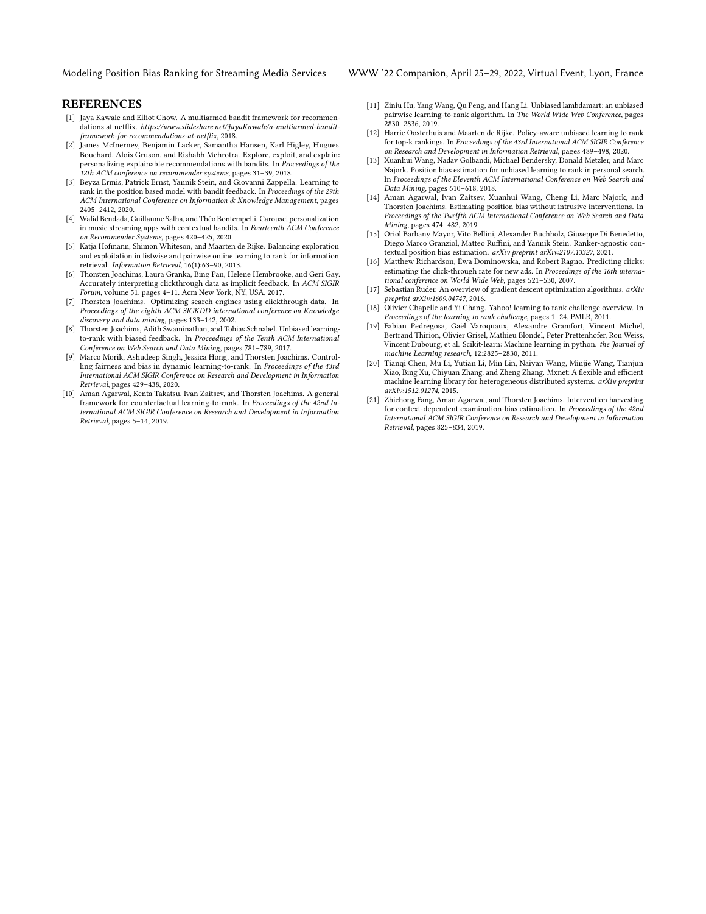## REFERENCES

[1] Jaya Kawale and Elliot Chow. A multiarmed bandit framework for recommendations at netflix. *https://www.slideshare.net/JayaKawale/a-multiarmed-bandit-framework-for-recommendations-at-netflix*, 2018.

[2] James McInerney, Benjamin Lacker, Samantha Hansen, Karl Higley, Hugues Bouchard, Alois Gruson, and Rishabh Mehrotra. Explore, exploit, and explain: personalizing explainable recommendations with bandits. In *Proceedings of the 12th ACM conference on recommender systems*, pages 31–39, 2018.

[3] Beyza Ermis, Patrick Ernst, Yannik Stein, and Giovanni Zappella. Learning to rank in the position based model with bandit feedback. In *Proceedings of the 29th ACM International Conference on Information & Knowledge Management*, pages 2405–2412, 2020.

[4] Walid Bendada, Guillaume Salha, and Théo Bontempelli. Carousel personalization in music streaming apps with contextual bandits. In *Fourteenth ACM Conference on Recommender Systems*, pages 420–425, 2020.

[5] Katja Hofmann, Shimon Whiteson, and Maarten de Rijke. Balancing exploration and exploitation in listwise and pairwise online learning to rank for information retrieval. *Information Retrieval*, 16(1):63–90, 2013.

[6] Thorsten Joachims, Laura Granka, Bing Pan, Helene Hembrooke, and Geri Gay. Accurately interpreting clickthrough data as implicit feedback. In *ACM SIGIR Forum*, volume 51, pages 4–11. Acm New York, NY, USA, 2017.

[7] Thorsten Joachims. Optimizing search engines using clickthrough data. In *Proceedings of the eighth ACM SIGKDD international conference on Knowledge discovery and data mining*, pages 133–142, 2002.

[8] Thorsten Joachims, Adith Swaminathan, and Tobias Schnabel. Unbiased learning-to-rank with biased feedback. In *Proceedings of the Tenth ACM International Conference on Web Search and Data Mining*, pages 781–789, 2017.

[9] Marco Morik, Ashudeep Singh, Jessica Hong, and Thorsten Joachims. Controlling fairness and bias in dynamic learning-to-rank. In *Proceedings of the 43rd International ACM SIGIR Conference on Research and Development in Information Retrieval*, pages 429–438, 2020.

[10] Aman Agarwal, Kenta Takatsu, Ivan Zaitsev, and Thorsten Joachims. A general framework for counterfactual learning-to-rank. In *Proceedings of the 42nd International ACM SIGIR Conference on Research and Development in Information Retrieval*, pages 5–14, 2019.

[11] Ziniu Hu, Yang Wang, Qu Peng, and Hang Li. Unbiased lambdamart: an unbiased pairwise learning-to-rank algorithm. In *The World Wide Web Conference*, pages 2830–2836, 2019.

[12] Harrie Oosterhuis and Maarten de Rijke. Policy-aware unbiased learning to rank for top-k rankings. In *Proceedings of the 43rd International ACM SIGIR Conference on Research and Development in Information Retrieval*, pages 489–498, 2020.

[13] Xuanhui Wang, Nadav Golbandi, Michael Bendersky, Donald Metzler, and Marc Najork. Position bias estimation for unbiased learning to rank in personal search. In *Proceedings of the Eleventh ACM International Conference on Web Search and Data Mining*, pages 610–618, 2018.

[14] Aman Agarwal, Ivan Zaitsev, Xuanhui Wang, Cheng Li, Marc Najork, and Thorsten Joachims. Estimating position bias without intrusive interventions. In *Proceedings of the Twelfth ACM International Conference on Web Search and Data Mining*, pages 474–482, 2019.

[15] Oriol Barbany Mayor, Vito Bellini, Alexander Buchholz, Giuseppe Di Benedetto, Diego Marco Granziol, Matteo Ruffini, and Yannik Stein. Ranker-agnostic contextual position bias estimation. *arXiv preprint arXiv:2107.13327*, 2021.

[16] Matthew Richardson, Ewa Dominowska, and Robert Ragno. Predicting clicks: estimating the click-through rate for new ads. In *Proceedings of the 16th international conference on World Wide Web*, pages 521–530, 2007.

[17] Sebastian Ruder. An overview of gradient descent optimization algorithms. *arXiv preprint arXiv:1609.04747*, 2016.

[18] Olivier Chapelle and Yi Chang. Yahoo! learning to rank challenge overview. In *Proceedings of the learning to rank challenge*, pages 1–24. PMLR, 2011.

[19] Fabian Pedregosa, Gaël Varoquaux, Alexandre Gramfort, Vincent Michel, Bertrand Thirion, Olivier Grisel, Mathieu Blondel, Peter Prettenhofer, Ron Weiss, Vincent Dubourg, et al. Scikit-learn: Machine learning in python. *the Journal of machine Learning research*, 12:2825–2830, 2011.

[20] Tianqi Chen, Mu Li, Yutian Li, Min Lin, Naiyan Wang, Minjie Wang, Tianjun Xiao, Bing Xu, Chiyuan Zhang, and Zheng Zhang. Mxnet: A flexible and efficient machine learning library for heterogeneous distributed systems. *arXiv preprint arXiv:1512.01274*, 2015.

[21] Zhichong Fang, Aman Agarwal, and Thorsten Joachims. Intervention harvesting for context-dependent examination-bias estimation. In *Proceedings of the 42nd International ACM SIGIR Conference on Research and Development in Information Retrieval*, pages 825–834, 2019.